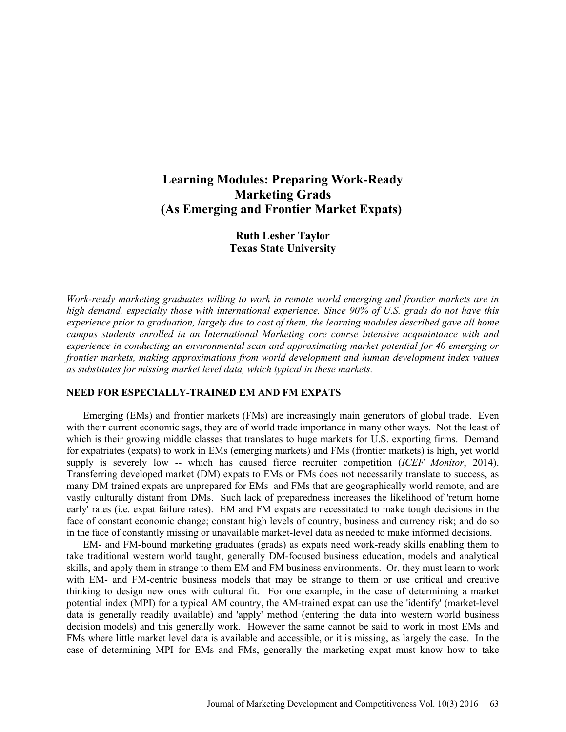# Learning Modules: Preparing Work-Ready Marketing Grads (As Emerging and Frontier Market Expats)

**Ruth Lesher Taylor**
**Texas State University**

*Work-ready marketing graduates willing to work in remote world emerging and frontier markets are in high demand, especially those with international experience. Since 90% of U.S. grads do not have this experience prior to graduation, largely due to cost of them, the learning modules described gave all home campus students enrolled in an International Marketing core course intensive acquaintance with and experience in conducting an environmental scan and approximating market potential for 40 emerging or frontier markets, making approximations from world development and human development index values as substitutes for missing market level data, which typical in these markets.*

## NEED FOR ESPECIALLY-TRAINED EM AND FM EXPATS

Emerging (EMs) and frontier markets (FMs) are increasingly main generators of global trade. Even with their current economic sags, they are of world trade importance in many other ways. Not the least of which is their growing middle classes that translates to huge markets for U.S. exporting firms. Demand for expatriates (expats) to work in EMs (emerging markets) and FMs (frontier markets) is high, yet world supply is severely low -- which has caused fierce recruiter competition (*ICEF Monitor*, 2014). Transferring developed market (DM) expats to EMs or FMs does not necessarily translate to success, as many DM trained expats are unprepared for EMs and FMs that are geographically world remote, and are vastly culturally distant from DMs. Such lack of preparedness increases the likelihood of 'return home early' rates (i.e. expat failure rates). EM and FM expats are necessitated to make tough decisions in the face of constant economic change; constant high levels of country, business and currency risk; and do so in the face of constantly missing or unavailable market-level data as needed to make informed decisions.

EM- and FM-bound marketing graduates (grads) as expats need work-ready skills enabling them to take traditional western world taught, generally DM-focused business education, models and analytical skills, and apply them in strange to them EM and FM business environments. Or, they must learn to work with EM- and FM-centric business models that may be strange to them or use critical and creative thinking to design new ones with cultural fit. For one example, in the case of determining a market potential index (MPI) for a typical AM country, the AM-trained expat can use the 'identify' (market-level data is generally readily available) and 'apply' method (entering the data into western world business decision models) and this generally work. However the same cannot be said to work in most EMs and FMs where little market level data is available and accessible, or it is missing, as largely the case. In the case of determining MPI for EMs and FMs, generally the marketing expat must know how to take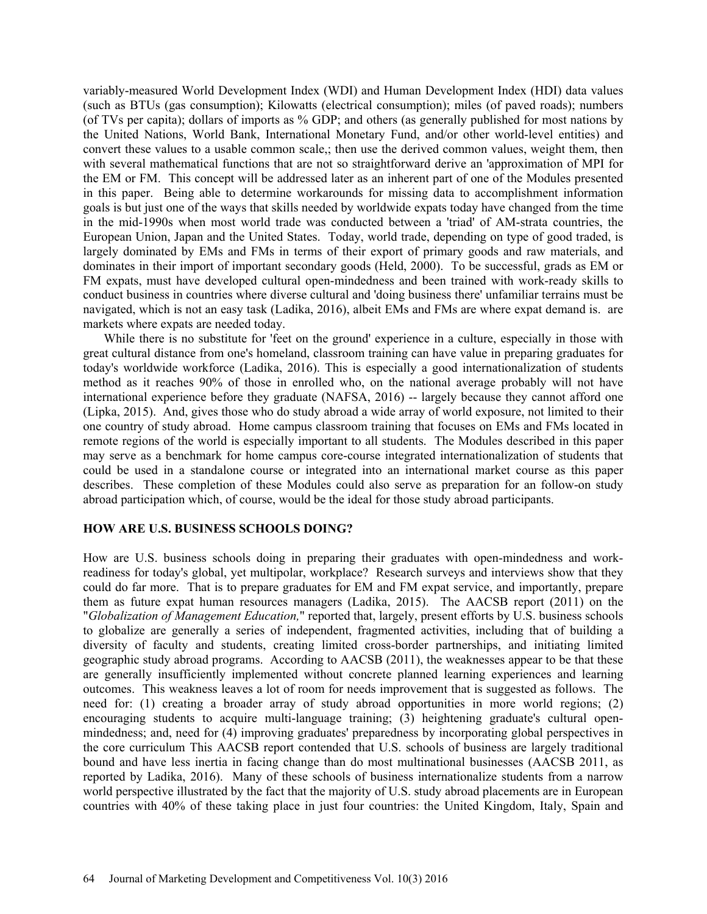variably-measured World Development Index (WDI) and Human Development Index (HDI) data values (such as BTUs (gas consumption); Kilowatts (electrical consumption); miles (of paved roads); numbers (of TVs per capita); dollars of imports as % GDP; and others (as generally published for most nations by the United Nations, World Bank, International Monetary Fund, and/or other world-level entities) and convert these values to a usable common scale,; then use the derived common values, weight them, then with several mathematical functions that are not so straightforward derive an 'approximation of MPI for the EM or FM. This concept will be addressed later as an inherent part of one of the Modules presented in this paper. Being able to determine workarounds for missing data to accomplishment information goals is but just one of the ways that skills needed by worldwide expats today have changed from the time in the mid-1990s when most world trade was conducted between a 'triad' of AM-strata countries, the European Union, Japan and the United States. Today, world trade, depending on type of good traded, is largely dominated by EMs and FMs in terms of their export of primary goods and raw materials, and dominates in their import of important secondary goods (Held, 2000). To be successful, grads as EM or FM expats, must have developed cultural open-mindedness and been trained with work-ready skills to conduct business in countries where diverse cultural and 'doing business there' unfamiliar terrains must be navigated, which is not an easy task (Ladika, 2016), albeit EMs and FMs are where expat demand is. are markets where expats are needed today.

While there is no substitute for 'feet on the ground' experience in a culture, especially in those with great cultural distance from one's homeland, classroom training can have value in preparing graduates for today's worldwide workforce (Ladika, 2016). This is especially a good internationalization of students method as it reaches 90% of those in enrolled who, on the national average probably will not have international experience before they graduate (NAFSA, 2016) -- largely because they cannot afford one (Lipka, 2015). And, gives those who do study abroad a wide array of world exposure, not limited to their one country of study abroad. Home campus classroom training that focuses on EMs and FMs located in remote regions of the world is especially important to all students. The Modules described in this paper may serve as a benchmark for home campus core-course integrated internationalization of students that could be used in a standalone course or integrated into an international market course as this paper describes. These completion of these Modules could also serve as preparation for an follow-on study abroad participation which, of course, would be the ideal for those study abroad participants.

## HOW ARE U.S. BUSINESS SCHOOLS DOING?

How are U.S. business schools doing in preparing their graduates with open-mindedness and work-readiness for today's global, yet multipolar, workplace? Research surveys and interviews show that they could do far more. That is to prepare graduates for EM and FM expat service, and importantly, prepare them as future expat human resources managers (Ladika, 2015). The AACSB report (2011) on the "*Globalization of Management Education,*" reported that, largely, present efforts by U.S. business schools to globalize are generally a series of independent, fragmented activities, including that of building a diversity of faculty and students, creating limited cross-border partnerships, and initiating limited geographic study abroad programs. According to AACSB (2011), the weaknesses appear to be that these are generally insufficiently implemented without concrete planned learning experiences and learning outcomes. This weakness leaves a lot of room for needs improvement that is suggested as follows. The need for: (1) creating a broader array of study abroad opportunities in more world regions; (2) encouraging students to acquire multi-language training; (3) heightening graduate's cultural open-mindedness; and, need for (4) improving graduates' preparedness by incorporating global perspectives in the core curriculum This AACSB report contended that U.S. schools of business are largely traditional bound and have less inertia in facing change than do most multinational businesses (AACSB 2011, as reported by Ladika, 2016). Many of these schools of business internationalize students from a narrow world perspective illustrated by the fact that the majority of U.S. study abroad placements are in European countries with 40% of these taking place in just four countries: the United Kingdom, Italy, Spain and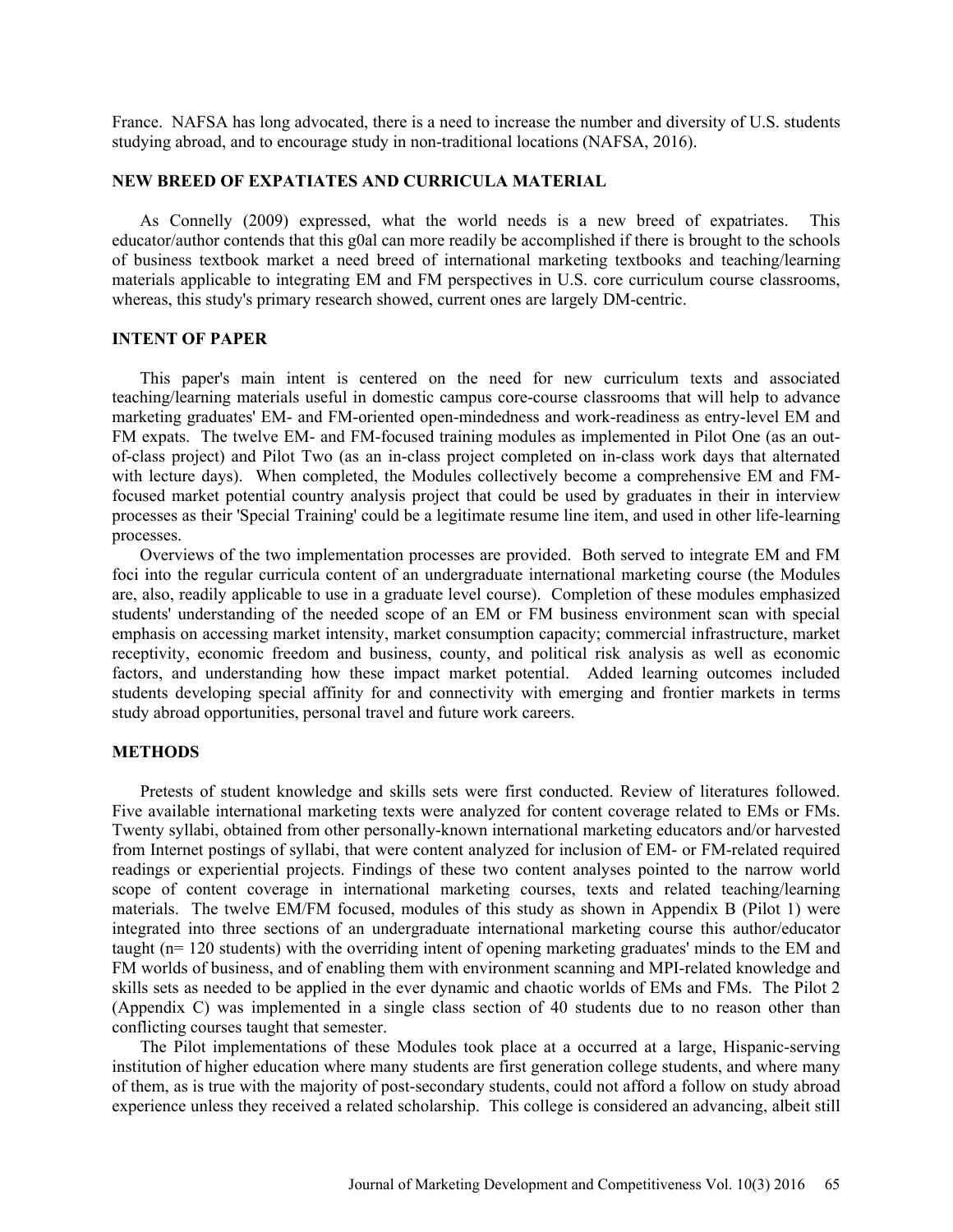France. NAFSA has long advocated, there is a need to increase the number and diversity of U.S. students studying abroad, and to encourage study in non-traditional locations (NAFSA, 2016).

## NEW BREED OF EXPATIATES AND CURRICULA MATERIAL

As Connelly (2009) expressed, what the world needs is a new breed of expatriates. This educator/author contends that this g0al can more readily be accomplished if there is brought to the schools of business textbook market a need breed of international marketing textbooks and teaching/learning materials applicable to integrating EM and FM perspectives in U.S. core curriculum course classrooms, whereas, this study's primary research showed, current ones are largely DM-centric.

## INTENT OF PAPER

This paper's main intent is centered on the need for new curriculum texts and associated teaching/learning materials useful in domestic campus core-course classrooms that will help to advance marketing graduates' EM- and FM-oriented open-mindedness and work-readiness as entry-level EM and FM expats. The twelve EM- and FM-focused training modules as implemented in Pilot One (as an out-of-class project) and Pilot Two (as an in-class project completed on in-class work days that alternated with lecture days). When completed, the Modules collectively become a comprehensive EM and FM-focused market potential country analysis project that could be used by graduates in their in interview processes as their 'Special Training' could be a legitimate resume line item, and used in other life-learning processes.

Overviews of the two implementation processes are provided. Both served to integrate EM and FM foci into the regular curricula content of an undergraduate international marketing course (the Modules are, also, readily applicable to use in a graduate level course). Completion of these modules emphasized students' understanding of the needed scope of an EM or FM business environment scan with special emphasis on accessing market intensity, market consumption capacity; commercial infrastructure, market receptivity, economic freedom and business, county, and political risk analysis as well as economic factors, and understanding how these impact market potential. Added learning outcomes included students developing special affinity for and connectivity with emerging and frontier markets in terms study abroad opportunities, personal travel and future work careers.

## METHODS

Pretests of student knowledge and skills sets were first conducted. Review of literatures followed. Five available international marketing texts were analyzed for content coverage related to EMs or FMs. Twenty syllabi, obtained from other personally-known international marketing educators and/or harvested from Internet postings of syllabi, that were content analyzed for inclusion of EM- or FM-related required readings or experiential projects. Findings of these two content analyses pointed to the narrow world scope of content coverage in international marketing courses, texts and related teaching/learning materials. The twelve EM/FM focused, modules of this study as shown in Appendix B (Pilot 1) were integrated into three sections of an undergraduate international marketing course this author/educator taught (n= 120 students) with the overriding intent of opening marketing graduates' minds to the EM and FM worlds of business, and of enabling them with environment scanning and MPI-related knowledge and skills sets as needed to be applied in the ever dynamic and chaotic worlds of EMs and FMs. The Pilot 2 (Appendix C) was implemented in a single class section of 40 students due to no reason other than conflicting courses taught that semester.

The Pilot implementations of these Modules took place at a occurred at a large, Hispanic-serving institution of higher education where many students are first generation college students, and where many of them, as is true with the majority of post-secondary students, could not afford a follow on study abroad experience unless they received a related scholarship. This college is considered an advancing, albeit still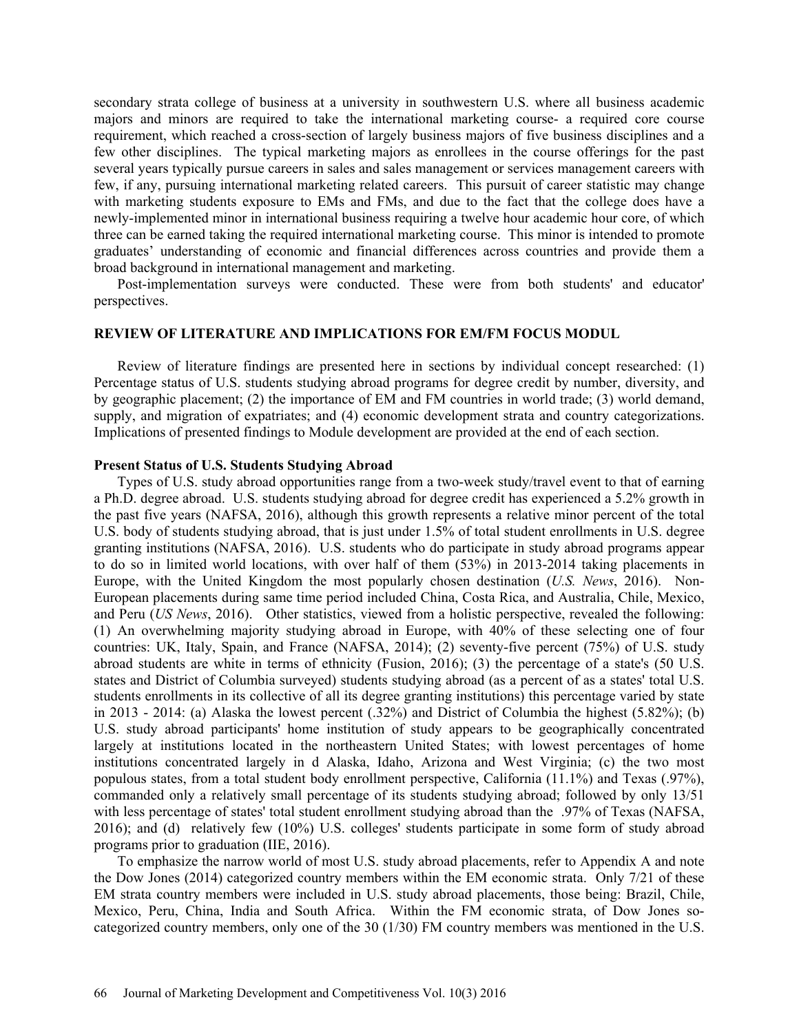secondary strata college of business at a university in southwestern U.S. where all business academic majors and minors are required to take the international marketing course- a required core course requirement, which reached a cross-section of largely business majors of five business disciplines and a few other disciplines. The typical marketing majors as enrollees in the course offerings for the past several years typically pursue careers in sales and sales management or services management careers with few, if any, pursuing international marketing related careers. This pursuit of career statistic may change with marketing students exposure to EMs and FMs, and due to the fact that the college does have a newly-implemented minor in international business requiring a twelve hour academic hour core, of which three can be earned taking the required international marketing course. This minor is intended to promote graduates' understanding of economic and financial differences across countries and provide them a broad background in international management and marketing.

Post-implementation surveys were conducted. These were from both students' and educator' perspectives.

## REVIEW OF LITERATURE AND IMPLICATIONS FOR EM/FM FOCUS MODUL

Review of literature findings are presented here in sections by individual concept researched: (1) Percentage status of U.S. students studying abroad programs for degree credit by number, diversity, and by geographic placement; (2) the importance of EM and FM countries in world trade; (3) world demand, supply, and migration of expatriates; and (4) economic development strata and country categorizations. Implications of presented findings to Module development are provided at the end of each section.

### Present Status of U.S. Students Studying Abroad

Types of U.S. study abroad opportunities range from a two-week study/travel event to that of earning a Ph.D. degree abroad. U.S. students studying abroad for degree credit has experienced a 5.2% growth in the past five years (NAFSA, 2016), although this growth represents a relative minor percent of the total U.S. body of students studying abroad, that is just under 1.5% of total student enrollments in U.S. degree granting institutions (NAFSA, 2016). U.S. students who do participate in study abroad programs appear to do so in limited world locations, with over half of them (53%) in 2013-2014 taking placements in Europe, with the United Kingdom the most popularly chosen destination (*U.S. News*, 2016). Non-European placements during same time period included China, Costa Rica, and Australia, Chile, Mexico, and Peru (*US News*, 2016). Other statistics, viewed from a holistic perspective, revealed the following: (1) An overwhelming majority studying abroad in Europe, with 40% of these selecting one of four countries: UK, Italy, Spain, and France (NAFSA, 2014); (2) seventy-five percent (75%) of U.S. study abroad students are white in terms of ethnicity (Fusion, 2016); (3) the percentage of a state's (50 U.S. states and District of Columbia surveyed) students studying abroad (as a percent of as a states' total U.S. students enrollments in its collective of all its degree granting institutions) this percentage varied by state in 2013 - 2014: (a) Alaska the lowest percent (.32%) and District of Columbia the highest (5.82%); (b) U.S. study abroad participants' home institution of study appears to be geographically concentrated largely at institutions located in the northeastern United States; with lowest percentages of home institutions concentrated largely in d Alaska, Idaho, Arizona and West Virginia; (c) the two most populous states, from a total student body enrollment perspective, California (11.1%) and Texas (.97%), commanded only a relatively small percentage of its students studying abroad; followed by only 13/51 with less percentage of states' total student enrollment studying abroad than the .97% of Texas (NAFSA, 2016); and (d) relatively few (10%) U.S. colleges' students participate in some form of study abroad programs prior to graduation (IIE, 2016).

To emphasize the narrow world of most U.S. study abroad placements, refer to Appendix A and note the Dow Jones (2014) categorized country members within the EM economic strata. Only 7/21 of these EM strata country members were included in U.S. study abroad placements, those being: Brazil, Chile, Mexico, Peru, China, India and South Africa. Within the FM economic strata, of Dow Jones so-categorized country members, only one of the 30 (1/30) FM country members was mentioned in the U.S.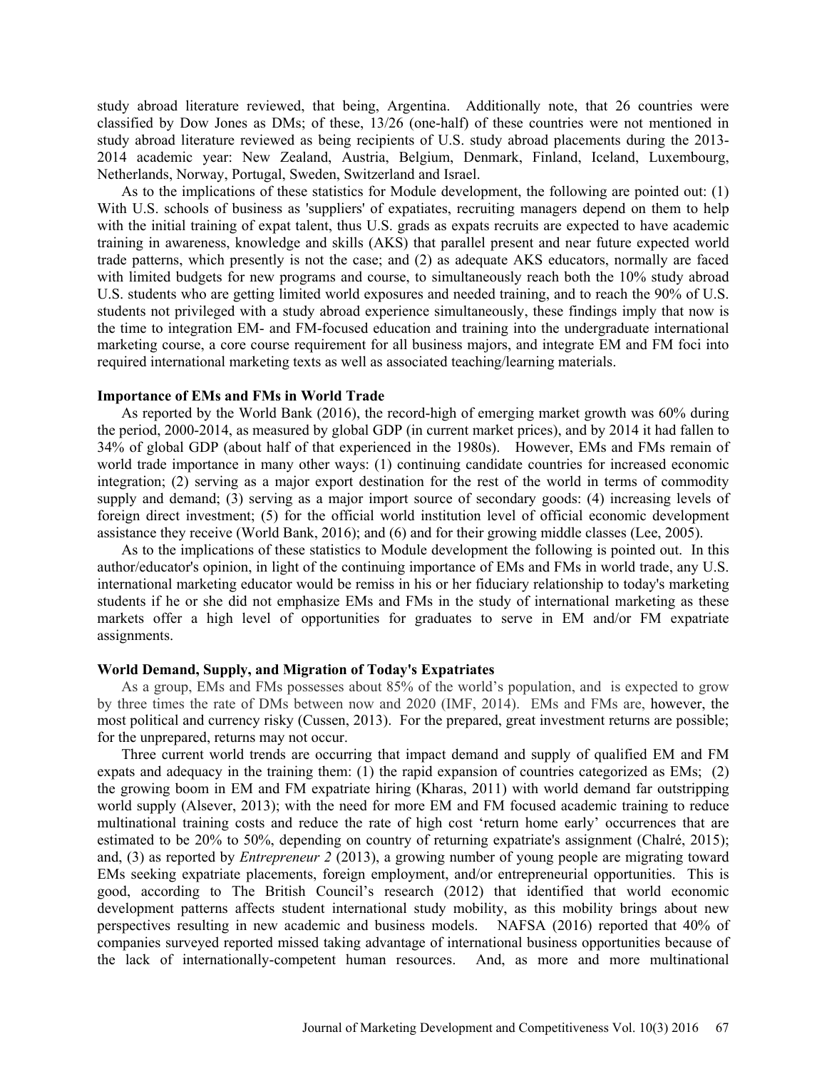study abroad literature reviewed, that being, Argentina. Additionally note, that 26 countries were classified by Dow Jones as DMs; of these, 13/26 (one-half) of these countries were not mentioned in study abroad literature reviewed as being recipients of U.S. study abroad placements during the 2013-2014 academic year: New Zealand, Austria, Belgium, Denmark, Finland, Iceland, Luxembourg, Netherlands, Norway, Portugal, Sweden, Switzerland and Israel.

As to the implications of these statistics for Module development, the following are pointed out: (1) With U.S. schools of business as 'suppliers' of expatiates, recruiting managers depend on them to help with the initial training of expat talent, thus U.S. grads as expats recruits are expected to have academic training in awareness, knowledge and skills (AKS) that parallel present and near future expected world trade patterns, which presently is not the case; and (2) as adequate AKS educators, normally are faced with limited budgets for new programs and course, to simultaneously reach both the 10% study abroad U.S. students who are getting limited world exposures and needed training, and to reach the 90% of U.S. students not privileged with a study abroad experience simultaneously, these findings imply that now is the time to integration EM- and FM-focused education and training into the undergraduate international marketing course, a core course requirement for all business majors, and integrate EM and FM foci into required international marketing texts as well as associated teaching/learning materials.

### Importance of EMs and FMs in World Trade

As reported by the World Bank (2016), the record-high of emerging market growth was 60% during the period, 2000-2014, as measured by global GDP (in current market prices), and by 2014 it had fallen to 34% of global GDP (about half of that experienced in the 1980s). However, EMs and FMs remain of world trade importance in many other ways: (1) continuing candidate countries for increased economic integration; (2) serving as a major export destination for the rest of the world in terms of commodity supply and demand; (3) serving as a major import source of secondary goods: (4) increasing levels of foreign direct investment; (5) for the official world institution level of official economic development assistance they receive (World Bank, 2016); and (6) and for their growing middle classes (Lee, 2005).

As to the implications of these statistics to Module development the following is pointed out. In this author/educator's opinion, in light of the continuing importance of EMs and FMs in world trade, any U.S. international marketing educator would be remiss in his or her fiduciary relationship to today's marketing students if he or she did not emphasize EMs and FMs in the study of international marketing as these markets offer a high level of opportunities for graduates to serve in EM and/or FM expatriate assignments.

### World Demand, Supply, and Migration of Today's Expatriates

As a group, EMs and FMs possesses about 85% of the world's population, and is expected to grow by three times the rate of DMs between now and 2020 (IMF, 2014). EMs and FMs are, however, the most political and currency risky (Cussen, 2013). For the prepared, great investment returns are possible; for the unprepared, returns may not occur.

Three current world trends are occurring that impact demand and supply of qualified EM and FM expats and adequacy in the training them: (1) the rapid expansion of countries categorized as EMs; (2) the growing boom in EM and FM expatriate hiring (Kharas, 2011) with world demand far outstripping world supply (Alsever, 2013); with the need for more EM and FM focused academic training to reduce multinational training costs and reduce the rate of high cost 'return home early' occurrences that are estimated to be 20% to 50%, depending on country of returning expatriate's assignment (Chalré, 2015); and, (3) as reported by *Entrepreneur 2* (2013), a growing number of young people are migrating toward EMs seeking expatriate placements, foreign employment, and/or entrepreneurial opportunities. This is good, according to The British Council's research (2012) that identified that world economic development patterns affects student international study mobility, as this mobility brings about new perspectives resulting in new academic and business models. NAFSA (2016) reported that 40% of companies surveyed reported missed taking advantage of international business opportunities because of the lack of internationally-competent human resources. And, as more and more multinational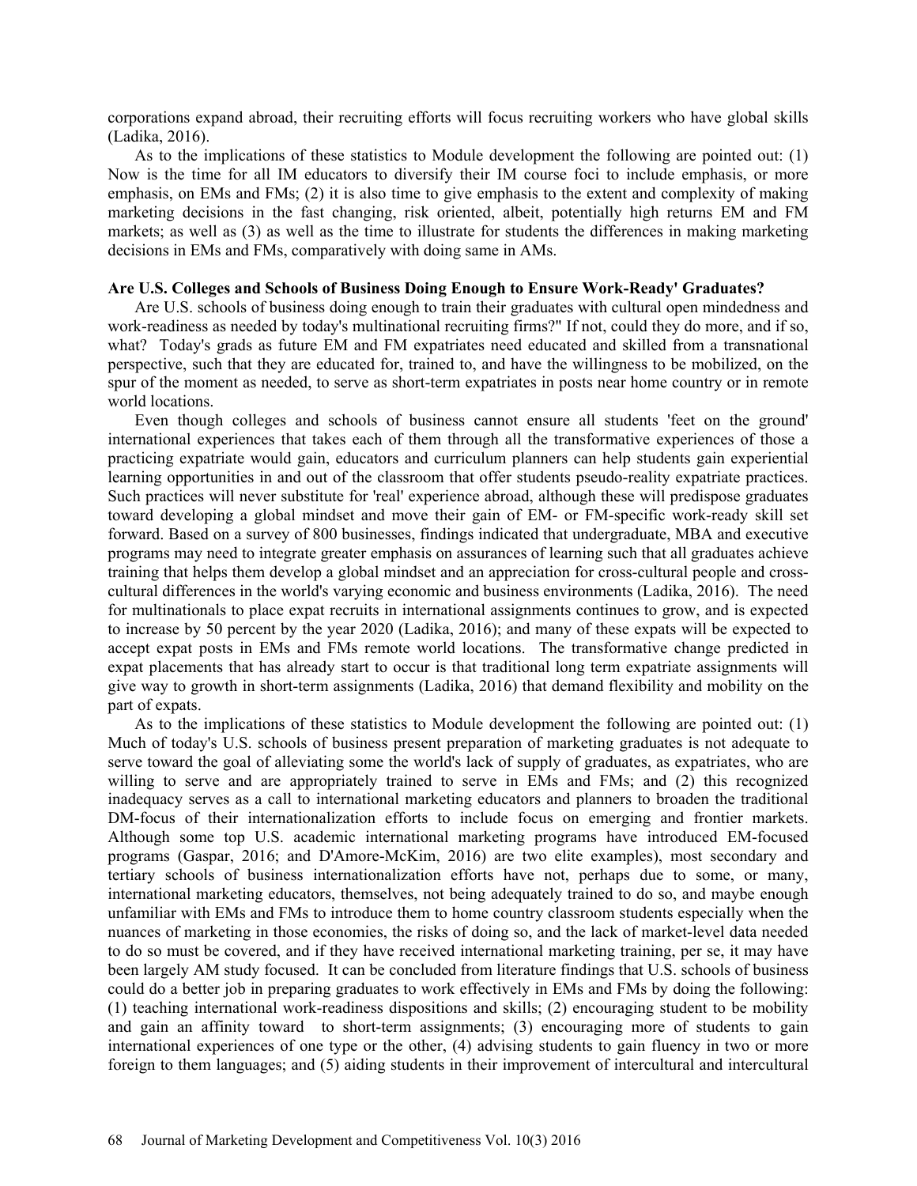corporations expand abroad, their recruiting efforts will focus recruiting workers who have global skills (Ladika, 2016).

As to the implications of these statistics to Module development the following are pointed out: (1) Now is the time for all IM educators to diversify their IM course foci to include emphasis, or more emphasis, on EMs and FMs; (2) it is also time to give emphasis to the extent and complexity of making marketing decisions in the fast changing, risk oriented, albeit, potentially high returns EM and FM markets; as well as (3) as well as the time to illustrate for students the differences in making marketing decisions in EMs and FMs, comparatively with doing same in AMs.

**Are U.S. Colleges and Schools of Business Doing Enough to Ensure Work-Ready' Graduates?**

Are U.S. schools of business doing enough to train their graduates with cultural open mindedness and work-readiness as needed by today's multinational recruiting firms?" If not, could they do more, and if so, what? Today's grads as future EM and FM expatriates need educated and skilled from a transnational perspective, such that they are educated for, trained to, and have the willingness to be mobilized, on the spur of the moment as needed, to serve as short-term expatriates in posts near home country or in remote world locations.

Even though colleges and schools of business cannot ensure all students 'feet on the ground' international experiences that takes each of them through all the transformative experiences of those a practicing expatriate would gain, educators and curriculum planners can help students gain experiential learning opportunities in and out of the classroom that offer students pseudo-reality expatriate practices. Such practices will never substitute for 'real' experience abroad, although these will predispose graduates toward developing a global mindset and move their gain of EM- or FM-specific work-ready skill set forward. Based on a survey of 800 businesses, findings indicated that undergraduate, MBA and executive programs may need to integrate greater emphasis on assurances of learning such that all graduates achieve training that helps them develop a global mindset and an appreciation for cross-cultural people and cross-cultural differences in the world's varying economic and business environments (Ladika, 2016). The need for multinationals to place expat recruits in international assignments continues to grow, and is expected to increase by 50 percent by the year 2020 (Ladika, 2016); and many of these expats will be expected to accept expat posts in EMs and FMs remote world locations. The transformative change predicted in expat placements that has already start to occur is that traditional long term expatriate assignments will give way to growth in short-term assignments (Ladika, 2016) that demand flexibility and mobility on the part of expats.

As to the implications of these statistics to Module development the following are pointed out: (1) Much of today's U.S. schools of business present preparation of marketing graduates is not adequate to serve toward the goal of alleviating some the world's lack of supply of graduates, as expatriates, who are willing to serve and are appropriately trained to serve in EMs and FMs; and (2) this recognized inadequacy serves as a call to international marketing educators and planners to broaden the traditional DM-focus of their internationalization efforts to include focus on emerging and frontier markets. Although some top U.S. academic international marketing programs have introduced EM-focused programs (Gaspar, 2016; and D'Amore-McKim, 2016) are two elite examples), most secondary and tertiary schools of business internationalization efforts have not, perhaps due to some, or many, international marketing educators, themselves, not being adequately trained to do so, and maybe enough unfamiliar with EMs and FMs to introduce them to home country classroom students especially when the nuances of marketing in those economies, the risks of doing so, and the lack of market-level data needed to do so must be covered, and if they have received international marketing training, per se, it may have been largely AM study focused. It can be concluded from literature findings that U.S. schools of business could do a better job in preparing graduates to work effectively in EMs and FMs by doing the following: (1) teaching international work-readiness dispositions and skills; (2) encouraging student to be mobility and gain an affinity toward to short-term assignments; (3) encouraging more of students to gain international experiences of one type or the other, (4) advising students to gain fluency in two or more foreign to them languages; and (5) aiding students in their improvement of intercultural and intercultural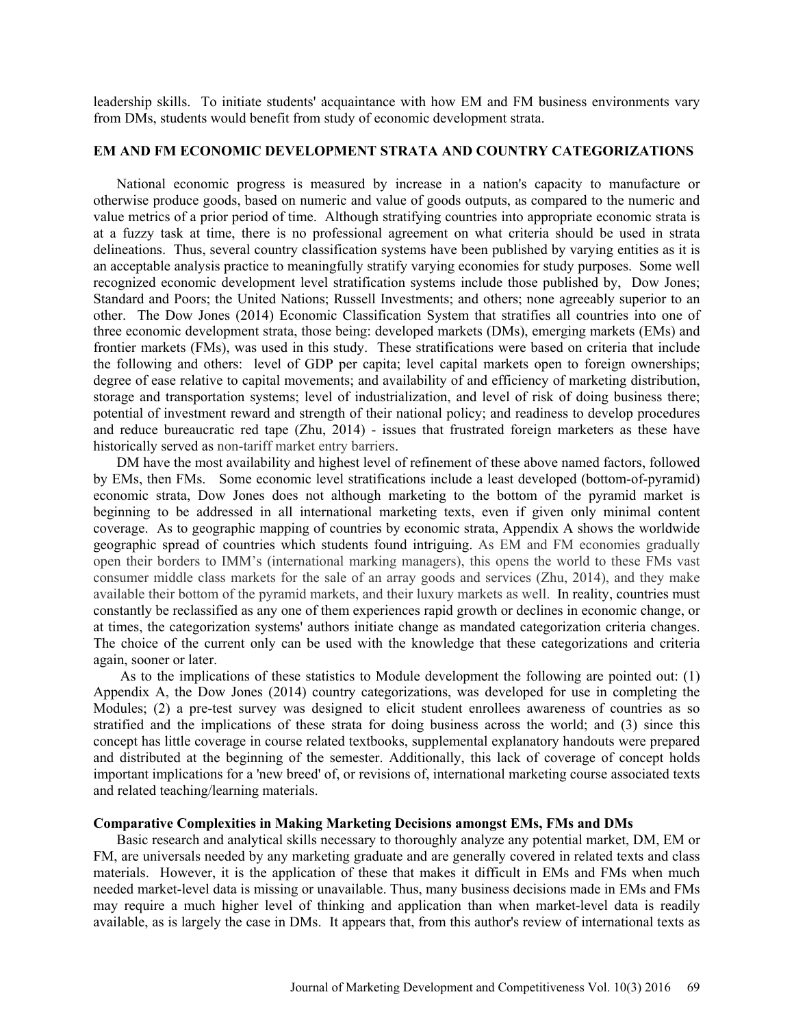leadership skills. To initiate students' acquaintance with how EM and FM business environments vary from DMs, students would benefit from study of economic development strata.

## EM AND FM ECONOMIC DEVELOPMENT STRATA AND COUNTRY CATEGORIZATIONS

National economic progress is measured by increase in a nation's capacity to manufacture or otherwise produce goods, based on numeric and value of goods outputs, as compared to the numeric and value metrics of a prior period of time. Although stratifying countries into appropriate economic strata is at a fuzzy task at time, there is no professional agreement on what criteria should be used in strata delineations. Thus, several country classification systems have been published by varying entities as it is an acceptable analysis practice to meaningfully stratify varying economies for study purposes. Some well recognized economic development level stratification systems include those published by, Dow Jones; Standard and Poors; the United Nations; Russell Investments; and others; none agreeably superior to an other. The Dow Jones (2014) Economic Classification System that stratifies all countries into one of three economic development strata, those being: developed markets (DMs), emerging markets (EMs) and frontier markets (FMs), was used in this study. These stratifications were based on criteria that include the following and others: level of GDP per capita; level capital markets open to foreign ownerships; degree of ease relative to capital movements; and availability of and efficiency of marketing distribution, storage and transportation systems; level of industrialization, and level of risk of doing business there; potential of investment reward and strength of their national policy; and readiness to develop procedures and reduce bureaucratic red tape (Zhu, 2014) - issues that frustrated foreign marketers as these have historically served as non-tariff market entry barriers.

DM have the most availability and highest level of refinement of these above named factors, followed by EMs, then FMs. Some economic level stratifications include a least developed (bottom-of-pyramid) economic strata, Dow Jones does not although marketing to the bottom of the pyramid market is beginning to be addressed in all international marketing texts, even if given only minimal content coverage. As to geographic mapping of countries by economic strata, Appendix A shows the worldwide geographic spread of countries which students found intriguing. As EM and FM economies gradually open their borders to IMM's (international marking managers), this opens the world to these FMs vast consumer middle class markets for the sale of an array goods and services (Zhu, 2014), and they make available their bottom of the pyramid markets, and their luxury markets as well. In reality, countries must constantly be reclassified as any one of them experiences rapid growth or declines in economic change, or at times, the categorization systems' authors initiate change as mandated categorization criteria changes. The choice of the current only can be used with the knowledge that these categorizations and criteria again, sooner or later.

As to the implications of these statistics to Module development the following are pointed out: (1) Appendix A, the Dow Jones (2014) country categorizations, was developed for use in completing the Modules; (2) a pre-test survey was designed to elicit student enrollees awareness of countries as so stratified and the implications of these strata for doing business across the world; and (3) since this concept has little coverage in course related textbooks, supplemental explanatory handouts were prepared and distributed at the beginning of the semester. Additionally, this lack of coverage of concept holds important implications for a 'new breed' of, or revisions of, international marketing course associated texts and related teaching/learning materials.

### Comparative Complexities in Making Marketing Decisions amongst EMs, FMs and DMs

Basic research and analytical skills necessary to thoroughly analyze any potential market, DM, EM or FM, are universals needed by any marketing graduate and are generally covered in related texts and class materials. However, it is the application of these that makes it difficult in EMs and FMs when much needed market-level data is missing or unavailable. Thus, many business decisions made in EMs and FMs may require a much higher level of thinking and application than when market-level data is readily available, as is largely the case in DMs. It appears that, from this author's review of international texts as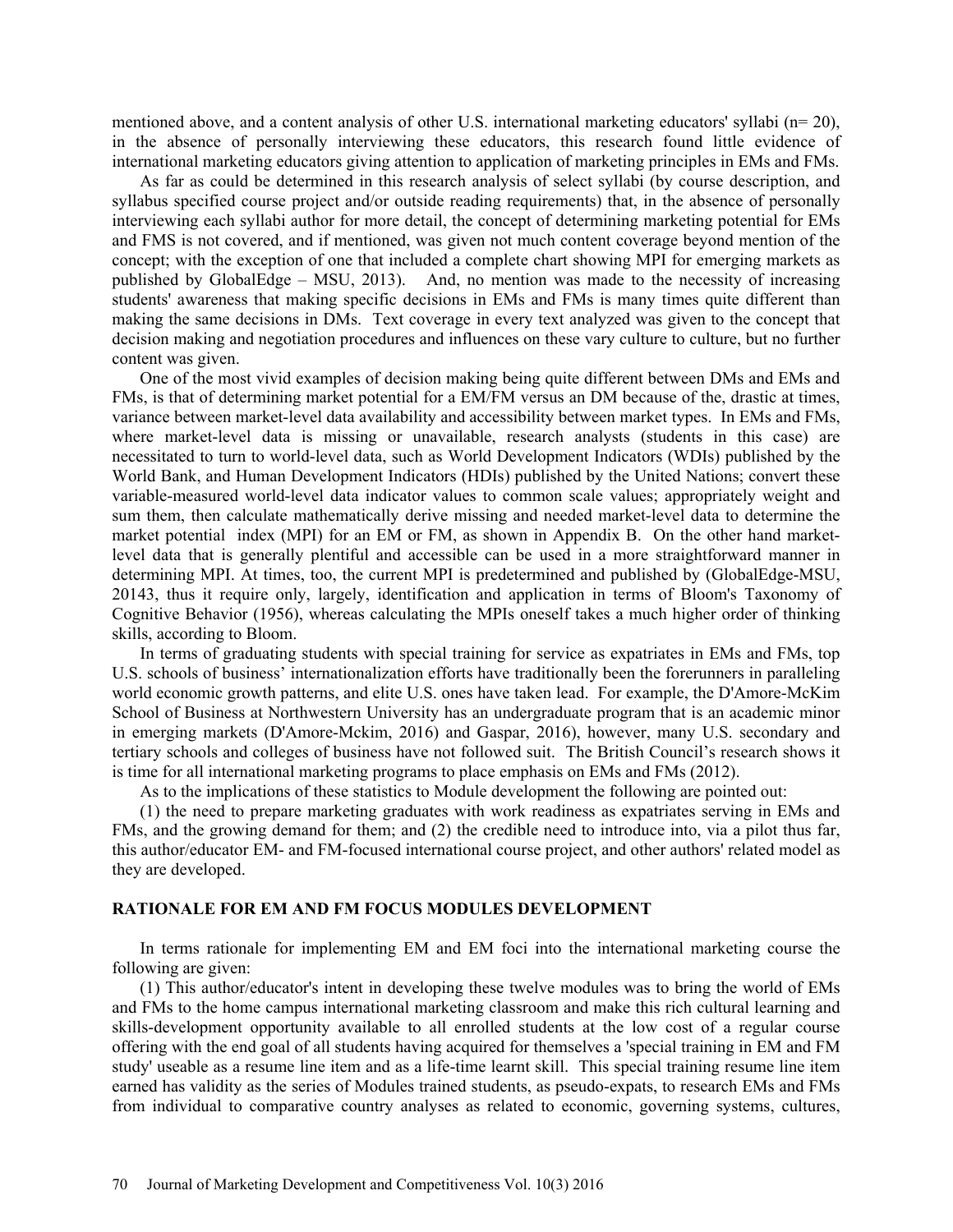mentioned above, and a content analysis of other U.S. international marketing educators' syllabi (n= 20), in the absence of personally interviewing these educators, this research found little evidence of international marketing educators giving attention to application of marketing principles in EMs and FMs.

As far as could be determined in this research analysis of select syllabi (by course description, and syllabus specified course project and/or outside reading requirements) that, in the absence of personally interviewing each syllabi author for more detail, the concept of determining marketing potential for EMs and FMS is not covered, and if mentioned, was given not much content coverage beyond mention of the concept; with the exception of one that included a complete chart showing MPI for emerging markets as published by GlobalEdge – MSU, 2013). And, no mention was made to the necessity of increasing students' awareness that making specific decisions in EMs and FMs is many times quite different than making the same decisions in DMs. Text coverage in every text analyzed was given to the concept that decision making and negotiation procedures and influences on these vary culture to culture, but no further content was given.

One of the most vivid examples of decision making being quite different between DMs and EMs and FMs, is that of determining market potential for a EM/FM versus an DM because of the, drastic at times, variance between market-level data availability and accessibility between market types. In EMs and FMs, where market-level data is missing or unavailable, research analysts (students in this case) are necessitated to turn to world-level data, such as World Development Indicators (WDIs) published by the World Bank, and Human Development Indicators (HDIs) published by the United Nations; convert these variable-measured world-level data indicator values to common scale values; appropriately weight and sum them, then calculate mathematically derive missing and needed market-level data to determine the market potential index (MPI) for an EM or FM, as shown in Appendix B. On the other hand market-level data that is generally plentiful and accessible can be used in a more straightforward manner in determining MPI. At times, too, the current MPI is predetermined and published by (GlobalEdge-MSU, 20143, thus it require only, largely, identification and application in terms of Bloom's Taxonomy of Cognitive Behavior (1956), whereas calculating the MPIs oneself takes a much higher order of thinking skills, according to Bloom.

In terms of graduating students with special training for service as expatriates in EMs and FMs, top U.S. schools of business' internationalization efforts have traditionally been the forerunners in paralleling world economic growth patterns, and elite U.S. ones have taken lead. For example, the D'Amore-McKim School of Business at Northwestern University has an undergraduate program that is an academic minor in emerging markets (D'Amore-Mckim, 2016) and Gaspar, 2016), however, many U.S. secondary and tertiary schools and colleges of business have not followed suit. The British Council's research shows it is time for all international marketing programs to place emphasis on EMs and FMs (2012).

As to the implications of these statistics to Module development the following are pointed out:

(1) the need to prepare marketing graduates with work readiness as expatriates serving in EMs and FMs, and the growing demand for them; and (2) the credible need to introduce into, via a pilot thus far, this author/educator EM- and FM-focused international course project, and other authors' related model as they are developed.

## RATIONALE FOR EM AND FM FOCUS MODULES DEVELOPMENT

In terms rationale for implementing EM and EM foci into the international marketing course the following are given:

(1) This author/educator's intent in developing these twelve modules was to bring the world of EMs and FMs to the home campus international marketing classroom and make this rich cultural learning and skills-development opportunity available to all enrolled students at the low cost of a regular course offering with the end goal of all students having acquired for themselves a 'special training in EM and FM study' useable as a resume line item and as a life-time learnt skill. This special training resume line item earned has validity as the series of Modules trained students, as pseudo-expats, to research EMs and FMs from individual to comparative country analyses as related to economic, governing systems, cultures,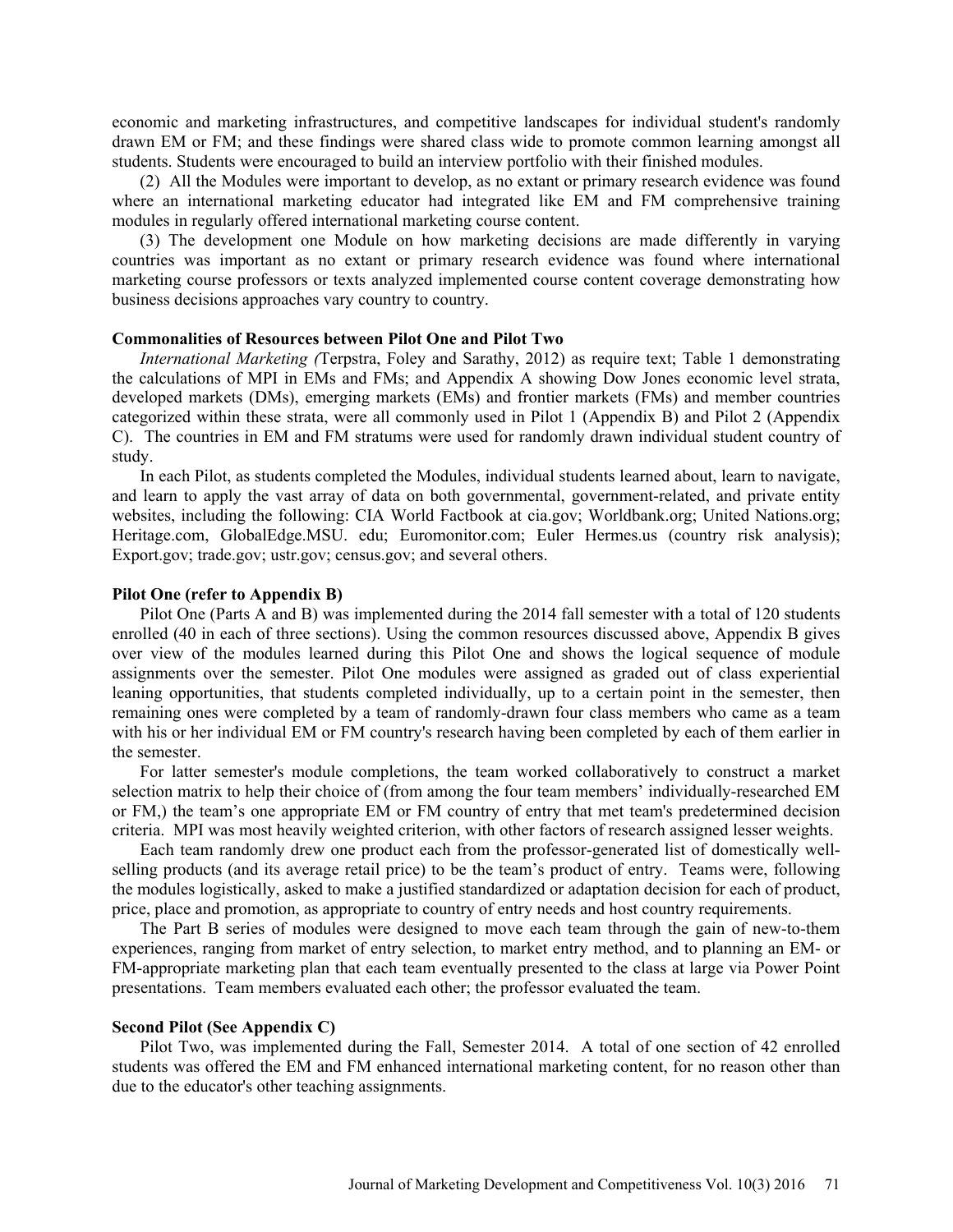economic and marketing infrastructures, and competitive landscapes for individual student's randomly drawn EM or FM; and these findings were shared class wide to promote common learning amongst all students. Students were encouraged to build an interview portfolio with their finished modules.

(2) All the Modules were important to develop, as no extant or primary research evidence was found where an international marketing educator had integrated like EM and FM comprehensive training modules in regularly offered international marketing course content.

(3) The development one Module on how marketing decisions are made differently in varying countries was important as no extant or primary research evidence was found where international marketing course professors or texts analyzed implemented course content coverage demonstrating how business decisions approaches vary country to country.

**Commonalities of Resources between Pilot One and Pilot Two**

*International Marketing (*Terpstra, Foley and Sarathy, 2012) as require text; Table 1 demonstrating the calculations of MPI in EMs and FMs; and Appendix A showing Dow Jones economic level strata, developed markets (DMs), emerging markets (EMs) and frontier markets (FMs) and member countries categorized within these strata, were all commonly used in Pilot 1 (Appendix B) and Pilot 2 (Appendix C). The countries in EM and FM stratums were used for randomly drawn individual student country of study.

In each Pilot, as students completed the Modules, individual students learned about, learn to navigate, and learn to apply the vast array of data on both governmental, government-related, and private entity websites, including the following: CIA World Factbook at cia.gov; Worldbank.org; United Nations.org; Heritage.com, GlobalEdge.MSU. edu; Euromonitor.com; Euler Hermes.us (country risk analysis); Export.gov; trade.gov; ustr.gov; census.gov; and several others.

**Pilot One (refer to Appendix B)**

Pilot One (Parts A and B) was implemented during the 2014 fall semester with a total of 120 students enrolled (40 in each of three sections). Using the common resources discussed above, Appendix B gives over view of the modules learned during this Pilot One and shows the logical sequence of module assignments over the semester. Pilot One modules were assigned as graded out of class experiential leaning opportunities, that students completed individually, up to a certain point in the semester, then remaining ones were completed by a team of randomly-drawn four class members who came as a team with his or her individual EM or FM country's research having been completed by each of them earlier in the semester.

For latter semester's module completions, the team worked collaboratively to construct a market selection matrix to help their choice of (from among the four team members' individually-researched EM or FM,) the team's one appropriate EM or FM country of entry that met team's predetermined decision criteria. MPI was most heavily weighted criterion, with other factors of research assigned lesser weights.

Each team randomly drew one product each from the professor-generated list of domestically well-selling products (and its average retail price) to be the team's product of entry. Teams were, following the modules logistically, asked to make a justified standardized or adaptation decision for each of product, price, place and promotion, as appropriate to country of entry needs and host country requirements.

The Part B series of modules were designed to move each team through the gain of new-to-them experiences, ranging from market of entry selection, to market entry method, and to planning an EM- or FM-appropriate marketing plan that each team eventually presented to the class at large via Power Point presentations. Team members evaluated each other; the professor evaluated the team.

**Second Pilot (See Appendix C)**

Pilot Two, was implemented during the Fall, Semester 2014. A total of one section of 42 enrolled students was offered the EM and FM enhanced international marketing content, for no reason other than due to the educator's other teaching assignments.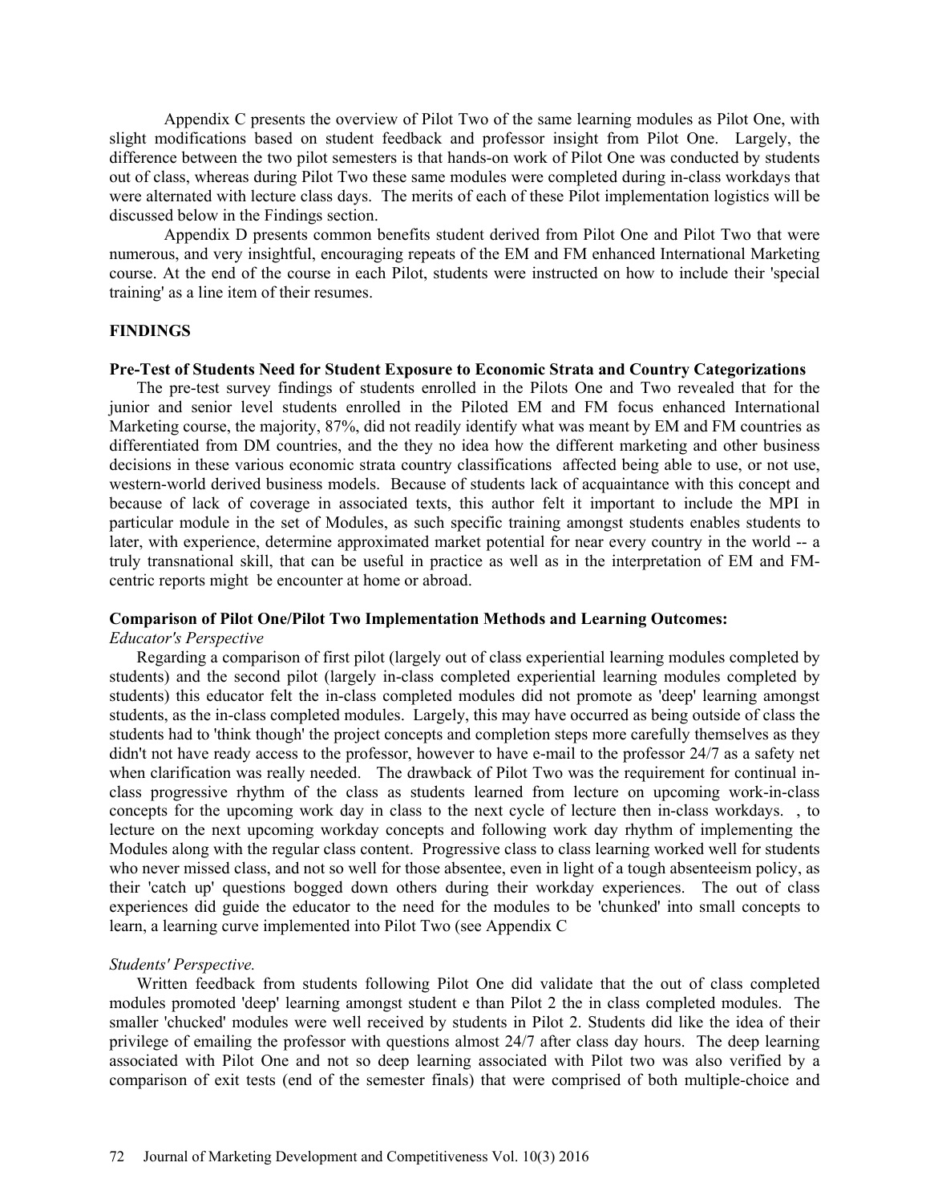Appendix C presents the overview of Pilot Two of the same learning modules as Pilot One, with slight modifications based on student feedback and professor insight from Pilot One. Largely, the difference between the two pilot semesters is that hands-on work of Pilot One was conducted by students out of class, whereas during Pilot Two these same modules were completed during in-class workdays that were alternated with lecture class days. The merits of each of these Pilot implementation logistics will be discussed below in the Findings section.

Appendix D presents common benefits student derived from Pilot One and Pilot Two that were numerous, and very insightful, encouraging repeats of the EM and FM enhanced International Marketing course. At the end of the course in each Pilot, students were instructed on how to include their 'special training' as a line item of their resumes.

## FINDINGS

### Pre-Test of Students Need for Student Exposure to Economic Strata and Country Categorizations

The pre-test survey findings of students enrolled in the Pilots One and Two revealed that for the junior and senior level students enrolled in the Piloted EM and FM focus enhanced International Marketing course, the majority, 87%, did not readily identify what was meant by EM and FM countries as differentiated from DM countries, and the they no idea how the different marketing and other business decisions in these various economic strata country classifications affected being able to use, or not use, western-world derived business models. Because of students lack of acquaintance with this concept and because of lack of coverage in associated texts, this author felt it important to include the MPI in particular module in the set of Modules, as such specific training amongst students enables students to later, with experience, determine approximated market potential for near every country in the world -- a truly transnational skill, that can be useful in practice as well as in the interpretation of EM and FM-centric reports might be encounter at home or abroad.

### Comparison of Pilot One/Pilot Two Implementation Methods and Learning Outcomes:

*Educator's Perspective*

Regarding a comparison of first pilot (largely out of class experiential learning modules completed by students) and the second pilot (largely in-class completed experiential learning modules completed by students) this educator felt the in-class completed modules did not promote as 'deep' learning amongst students, as the in-class completed modules. Largely, this may have occurred as being outside of class the students had to 'think though' the project concepts and completion steps more carefully themselves as they didn't not have ready access to the professor, however to have e-mail to the professor 24/7 as a safety net when clarification was really needed. The drawback of Pilot Two was the requirement for continual in-class progressive rhythm of the class as students learned from lecture on upcoming work-in-class concepts for the upcoming work day in class to the next cycle of lecture then in-class workdays. , to lecture on the next upcoming workday concepts and following work day rhythm of implementing the Modules along with the regular class content. Progressive class to class learning worked well for students who never missed class, and not so well for those absentee, even in light of a tough absenteeism policy, as their 'catch up' questions bogged down others during their workday experiences. The out of class experiences did guide the educator to the need for the modules to be 'chunked' into small concepts to learn, a learning curve implemented into Pilot Two (see Appendix C

*Students' Perspective.*

Written feedback from students following Pilot One did validate that the out of class completed modules promoted 'deep' learning amongst student e than Pilot 2 the in class completed modules. The smaller 'chucked' modules were well received by students in Pilot 2. Students did like the idea of their privilege of emailing the professor with questions almost 24/7 after class day hours. The deep learning associated with Pilot One and not so deep learning associated with Pilot two was also verified by a comparison of exit tests (end of the semester finals) that were comprised of both multiple-choice and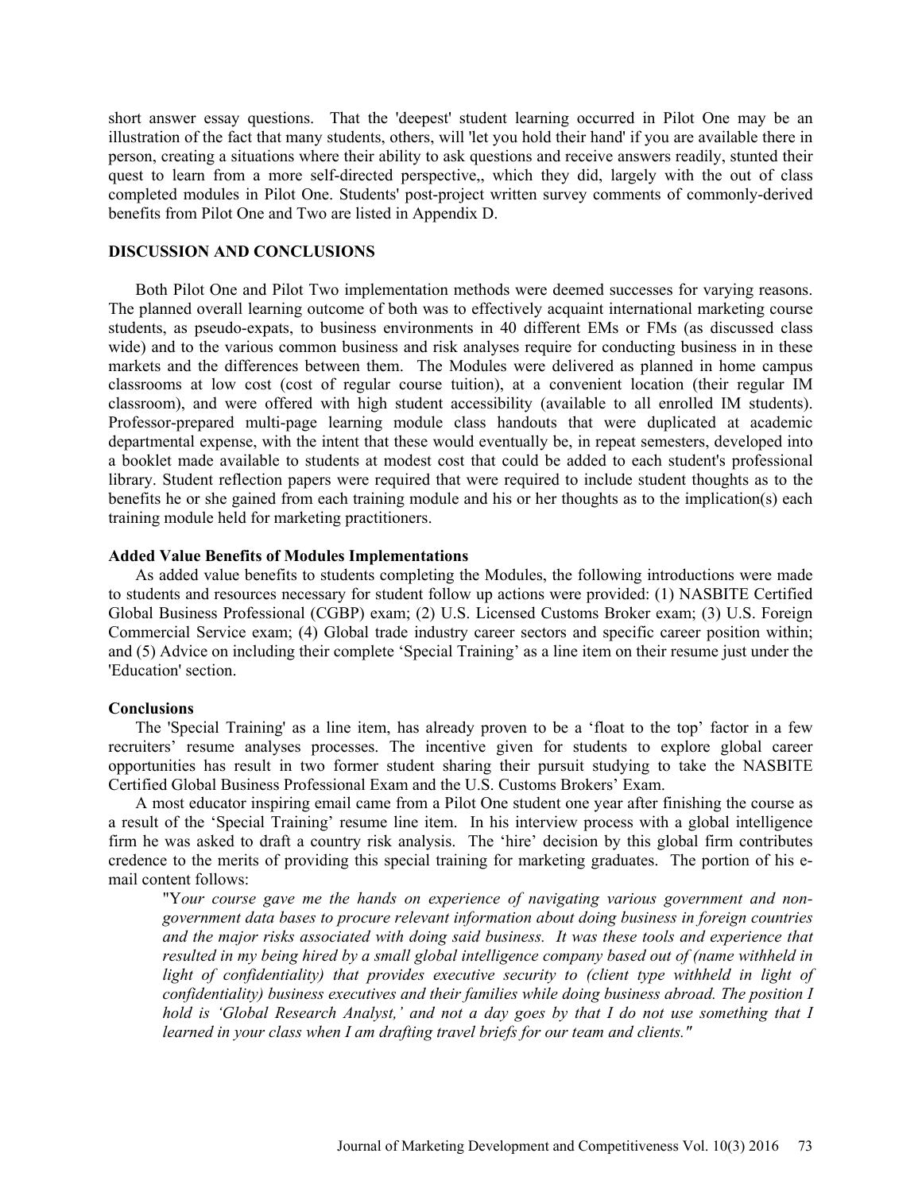short answer essay questions. That the 'deepest' student learning occurred in Pilot One may be an illustration of the fact that many students, others, will 'let you hold their hand' if you are available there in person, creating a situations where their ability to ask questions and receive answers readily, stunted their quest to learn from a more self-directed perspective,, which they did, largely with the out of class completed modules in Pilot One. Students' post-project written survey comments of commonly-derived benefits from Pilot One and Two are listed in Appendix D.

## DISCUSSION AND CONCLUSIONS

Both Pilot One and Pilot Two implementation methods were deemed successes for varying reasons. The planned overall learning outcome of both was to effectively acquaint international marketing course students, as pseudo-expats, to business environments in 40 different EMs or FMs (as discussed class wide) and to the various common business and risk analyses require for conducting business in in these markets and the differences between them. The Modules were delivered as planned in home campus classrooms at low cost (cost of regular course tuition), at a convenient location (their regular IM classroom), and were offered with high student accessibility (available to all enrolled IM students). Professor-prepared multi-page learning module class handouts that were duplicated at academic departmental expense, with the intent that these would eventually be, in repeat semesters, developed into a booklet made available to students at modest cost that could be added to each student's professional library. Student reflection papers were required that were required to include student thoughts as to the benefits he or she gained from each training module and his or her thoughts as to the implication(s) each training module held for marketing practitioners.

### Added Value Benefits of Modules Implementations

As added value benefits to students completing the Modules, the following introductions were made to students and resources necessary for student follow up actions were provided: (1) NASBITE Certified Global Business Professional (CGBP) exam; (2) U.S. Licensed Customs Broker exam; (3) U.S. Foreign Commercial Service exam; (4) Global trade industry career sectors and specific career position within; and (5) Advice on including their complete 'Special Training' as a line item on their resume just under the 'Education' section.

### Conclusions

The 'Special Training' as a line item, has already proven to be a 'float to the top' factor in a few recruiters' resume analyses processes. The incentive given for students to explore global career opportunities has result in two former student sharing their pursuit studying to take the NASBITE Certified Global Business Professional Exam and the U.S. Customs Brokers' Exam.

A most educator inspiring email came from a Pilot One student one year after finishing the course as a result of the 'Special Training' resume line item. In his interview process with a global intelligence firm he was asked to draft a country risk analysis. The 'hire' decision by this global firm contributes credence to the merits of providing this special training for marketing graduates. The portion of his e-mail content follows:

> "*Your course gave me the hands on experience of navigating various government and non-government data bases to procure relevant information about doing business in foreign countries and the major risks associated with doing said business. It was these tools and experience that resulted in my being hired by a small global intelligence company based out of (name withheld in light of confidentiality) that provides executive security to (client type withheld in light of confidentiality) business executives and their families while doing business abroad. The position I hold is 'Global Research Analyst,' and not a day goes by that I do not use something that I learned in your class when I am drafting travel briefs for our team and clients.*"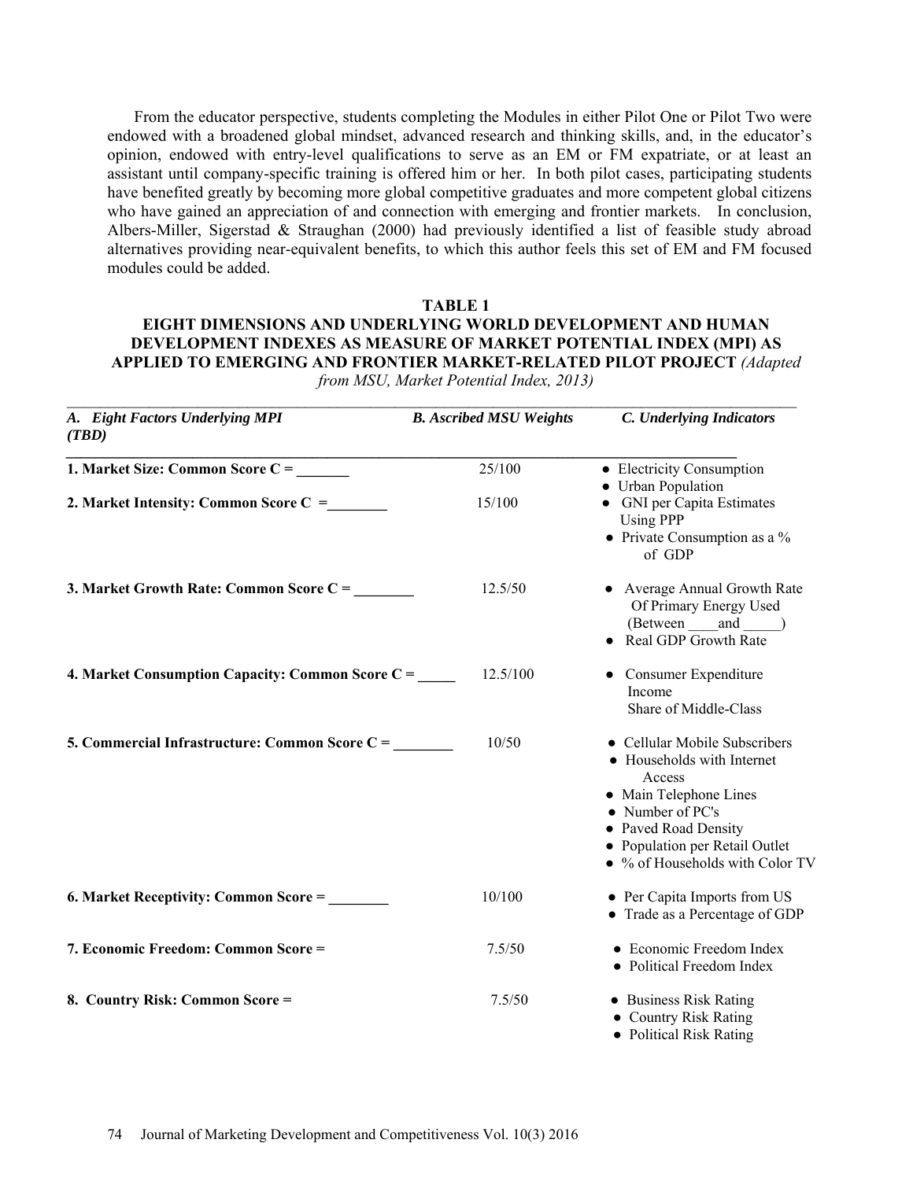From the educator perspective, students completing the Modules in either Pilot One or Pilot Two were endowed with a broadened global mindset, advanced research and thinking skills, and, in the educator's opinion, endowed with entry-level qualifications to serve as an EM or FM expatriate, or at least an assistant until company-specific training is offered him or her. In both pilot cases, participating students have benefited greatly by becoming more global competitive graduates and more competent global citizens who have gained an appreciation of and connection with emerging and frontier markets. In conclusion, Albers-Miller, Sigerstad & Straughan (2000) had previously identified a list of feasible study abroad alternatives providing near-equivalent benefits, to which this author feels this set of EM and FM focused modules could be added.

**TABLE 1**
**EIGHT DIMENSIONS AND UNDERLYING WORLD DEVELOPMENT AND HUMAN DEVELOPMENT INDEXES AS MEASURE OF MARKET POTENTIAL INDEX (MPI) AS APPLIED TO EMERGING AND FRONTIER MARKET-RELATED PILOT PROJECT** *(Adapted from MSU, Market Potential Index, 2013)*

| *A. Eight Factors Underlying MPI (TBD)* | *B. Ascribed MSU Weights* | *C. Underlying Indicators* |
|---|---|---|
| **1. Market Size: Common Score C = _______** | 25/100 | ● Electricity Consumption<br>● Urban Population |
| **2. Market Intensity: Common Score C =________** | 15/100 | ● GNI per Capita Estimates Using PPP<br>● Private Consumption as a % of GDP |
| **3. Market Growth Rate: Common Score C = ________** | 12.5/50 | ● Average Annual Growth Rate Of Primary Energy Used (Between ____and _____)<br>● Real GDP Growth Rate |
| **4. Market Consumption Capacity: Common Score C = _____** | 12.5/100 | ● Consumer Expenditure Income Share of Middle-Class |
| **5. Commercial Infrastructure: Common Score C = ________** | 10/50 | ● Cellular Mobile Subscribers<br>● Households with Internet Access<br>● Main Telephone Lines<br>● Number of PC's<br>● Paved Road Density<br>● Population per Retail Outlet<br>● % of Households with Color TV |
| **6. Market Receptivity: Common Score = ________** | 10/100 | ● Per Capita Imports from US<br>● Trade as a Percentage of GDP |
| **7. Economic Freedom: Common Score =** | 7.5/50 | ● Economic Freedom Index<br>● Political Freedom Index |
| **8. Country Risk: Common Score =** | 7.5/50 | ● Business Risk Rating<br>● Country Risk Rating<br>● Political Risk Rating |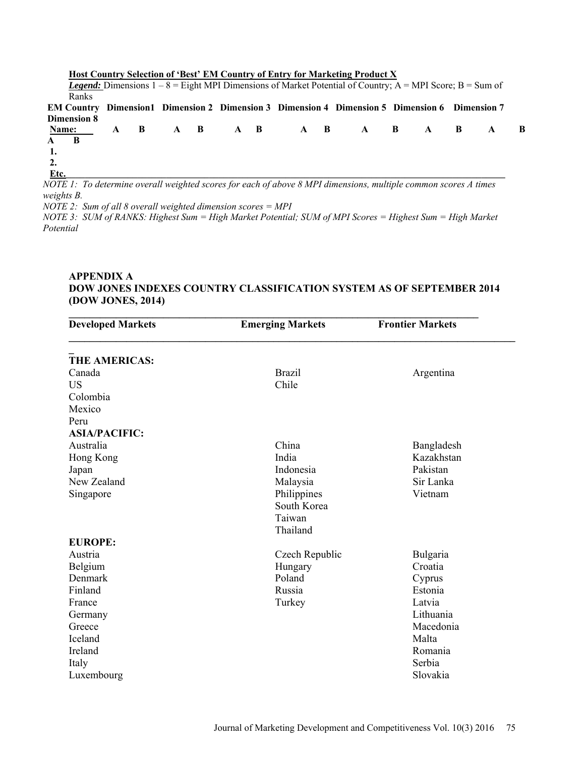**Host Country Selection of 'Best' EM Country of Entry for Marketing Product X**

***Legend:*** Dimensions 1 – 8 = Eight MPI Dimensions of Market Potential of Country; A = MPI Score; B = Sum of Ranks

| EM Country Name: | Dimension1 | | Dimension 2 | | Dimension 3 | | Dimension 4 | | Dimension 5 | | Dimension 6 | | Dimension 7 | | Dimension 8 | |
|---|---|---|---|---|---|---|---|---|---|---|---|---|---|---|---|---|
| | A | B | A | B | A | B | A | B | A | B | A | B | A | B | A | B |
| 1. | | | | | | | | | | | | | | | | |
| 2. | | | | | | | | | | | | | | | | |
| Etc. | | | | | | | | | | | | | | | | |

*NOTE 1: To determine overall weighted scores for each of above 8 MPI dimensions, multiple common scores A times weights B.*

*NOTE 2: Sum of all 8 overall weighted dimension scores = MPI*

*NOTE 3: SUM of RANKS: Highest Sum = High Market Potential; SUM of MPI Scores = Highest Sum = High Market Potential*

## APPENDIX A
## DOW JONES INDEXES COUNTRY CLASSIFICATION SYSTEM AS OF SEPTEMBER 2014 (DOW JONES, 2014)

| Developed Markets | Emerging Markets | Frontier Markets |
|---|---|---|
| **THE AMERICAS:** | | |
| Canada | Brazil | Argentina |
| US | Chile | |
| Colombia | | |
| Mexico | | |
| Peru | | |
| **ASIA/PACIFIC:** | | |
| Australia | China | Bangladesh |
| Hong Kong | India | Kazakhstan |
| Japan | Indonesia | Pakistan |
| New Zealand | Malaysia | Sir Lanka |
| Singapore | Philippines | Vietnam |
| | South Korea | |
| | Taiwan | |
| | Thailand | |
| **EUROPE:** | | |
| Austria | Czech Republic | Bulgaria |
| Belgium | Hungary | Croatia |
| Denmark | Poland | Cyprus |
| Finland | Russia | Estonia |
| France | Turkey | Latvia |
| Germany | | Lithuania |
| Greece | | Macedonia |
| Iceland | | Malta |
| Ireland | | Romania |
| Italy | | Serbia |
| Luxembourg | | Slovakia |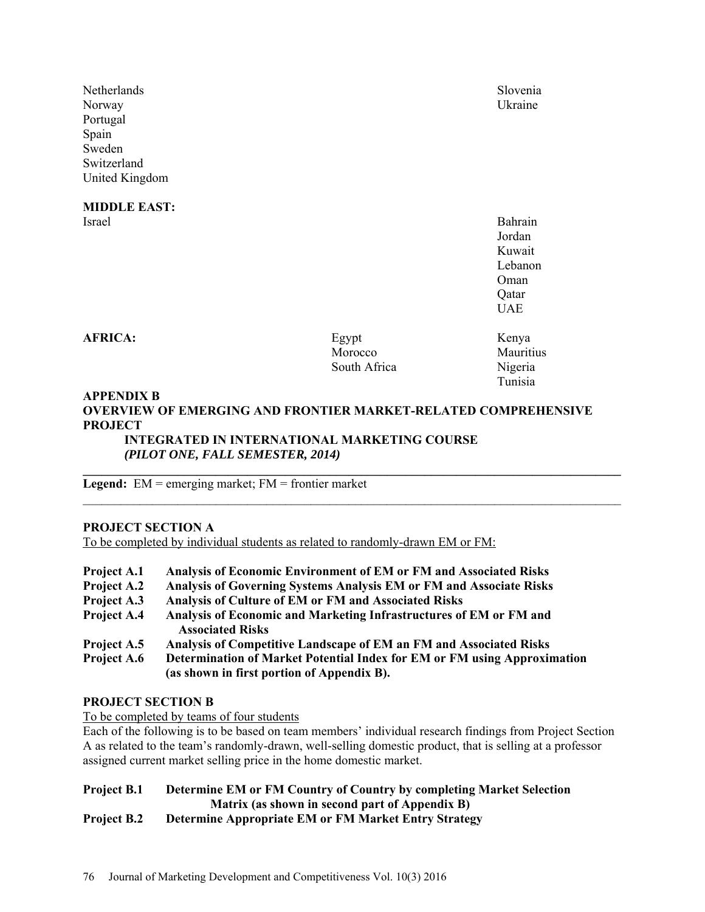| | | |
|---|---|---|
| Netherlands | | Slovenia |
| Norway | | Ukraine |
| Portugal | | |
| Spain | | |
| Sweden | | |
| Switzerland | | |
| United Kingdom | | |
| **MIDDLE EAST:** | | |
| Israel | | Bahrain |
| | | Jordan |
| | | Kuwait |
| | | Lebanon |
| | | Oman |
| | | Qatar |
| | | UAE |
| **AFRICA:** | Egypt | Kenya |
| | Morocco | Mauritius |
| | South Africa | Nigeria |
| | | Tunisia |

## APPENDIX B
## OVERVIEW OF EMERGING AND FRONTIER MARKET-RELATED COMPREHENSIVE PROJECT
### INTEGRATED IN INTERNATIONAL MARKETING COURSE
***(PILOT ONE, FALL SEMESTER, 2014)***

---

**Legend:** EM = emerging market; FM = frontier market

---

**PROJECT SECTION A**

To be completed by individual students as related to randomly-drawn EM or FM:

**Project A.1 Analysis of Economic Environment of EM or FM and Associated Risks**
**Project A.2 Analysis of Governing Systems Analysis EM or FM and Associate Risks**
**Project A.3 Analysis of Culture of EM or FM and Associated Risks**
**Project A.4 Analysis of Economic and Marketing Infrastructures of EM or FM and Associated Risks**
**Project A.5 Analysis of Competitive Landscape of EM an FM and Associated Risks**
**Project A.6 Determination of Market Potential Index for EM or FM using Approximation (as shown in first portion of Appendix B).**

**PROJECT SECTION B**

To be completed by teams of four students

Each of the following is to be based on team members' individual research findings from Project Section A as related to the team's randomly-drawn, well-selling domestic product, that is selling at a professor assigned current market selling price in the home domestic market.

**Project B.1 Determine EM or FM Country of Country by completing Market Selection Matrix (as shown in second part of Appendix B)**
**Project B.2 Determine Appropriate EM or FM Market Entry Strategy**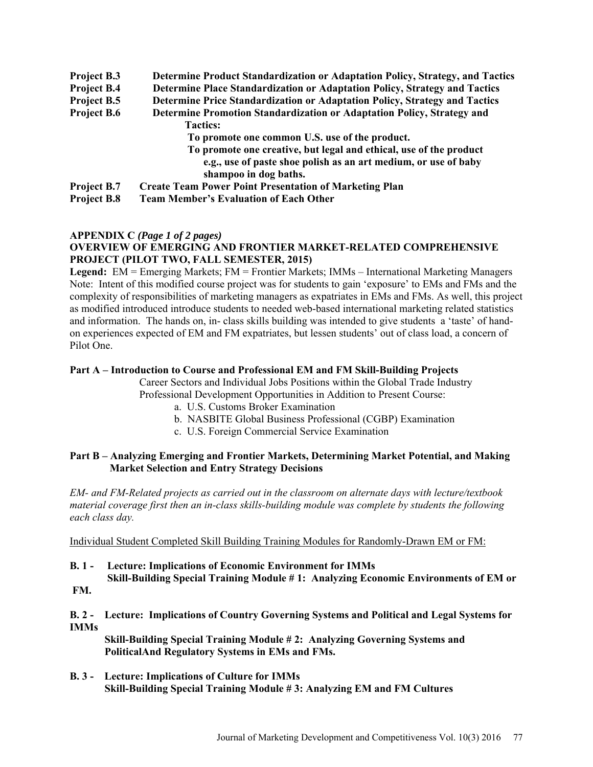**Project B.3** **Determine Product Standardization or Adaptation Policy, Strategy, and Tactics**
**Project B.4** **Determine Place Standardization or Adaptation Policy, Strategy and Tactics**
**Project B.5** **Determine Price Standardization or Adaptation Policy, Strategy and Tactics**
**Project B.6** **Determine Promotion Standardization or Adaptation Policy, Strategy and Tactics:**
**To promote one common U.S. use of the product.**
**To promote one creative, but legal and ethical, use of the product e.g., use of paste shoe polish as an art medium, or use of baby shampoo in dog baths.**
**Project B.7** **Create Team Power Point Presentation of Marketing Plan**
**Project B.8** **Team Member's Evaluation of Each Other**

**APPENDIX C** ***(Page 1 of 2 pages)***
**OVERVIEW OF EMERGING AND FRONTIER MARKET-RELATED COMPREHENSIVE PROJECT (PILOT TWO, FALL SEMESTER, 2015)**

**Legend:** EM = Emerging Markets; FM = Frontier Markets; IMMs – International Marketing Managers
Note: Intent of this modified course project was for students to gain 'exposure' to EMs and FMs and the complexity of responsibilities of marketing managers as expatriates in EMs and FMs. As well, this project as modified introduced introduce students to needed web-based international marketing related statistics and information. The hands on, in- class skills building was intended to give students a 'taste' of hand-on experiences expected of EM and FM expatriates, but lessen students' out of class load, a concern of Pilot One.

**Part A – Introduction to Course and Professional EM and FM Skill-Building Projects**

Career Sectors and Individual Jobs Positions within the Global Trade Industry
Professional Development Opportunities in Addition to Present Course:

a. U.S. Customs Broker Examination
b. NASBITE Global Business Professional (CGBP) Examination
c. U.S. Foreign Commercial Service Examination

**Part B – Analyzing Emerging and Frontier Markets, Determining Market Potential, and Making Market Selection and Entry Strategy Decisions**

*EM- and FM-Related projects as carried out in the classroom on alternate days with lecture/textbook material coverage first then an in-class skills-building module was complete by students the following each class day.*

Individual Student Completed Skill Building Training Modules for Randomly-Drawn EM or FM:

**B. 1 - Lecture: Implications of Economic Environment for IMMs**
**Skill-Building Special Training Module # 1: Analyzing Economic Environments of EM or FM.**

**B. 2 - Lecture: Implications of Country Governing Systems and Political and Legal Systems for IMMs**
**Skill-Building Special Training Module # 2: Analyzing Governing Systems and PoliticalAnd Regulatory Systems in EMs and FMs.**

**B. 3 - Lecture: Implications of Culture for IMMs**
**Skill-Building Special Training Module # 3: Analyzing EM and FM Cultures**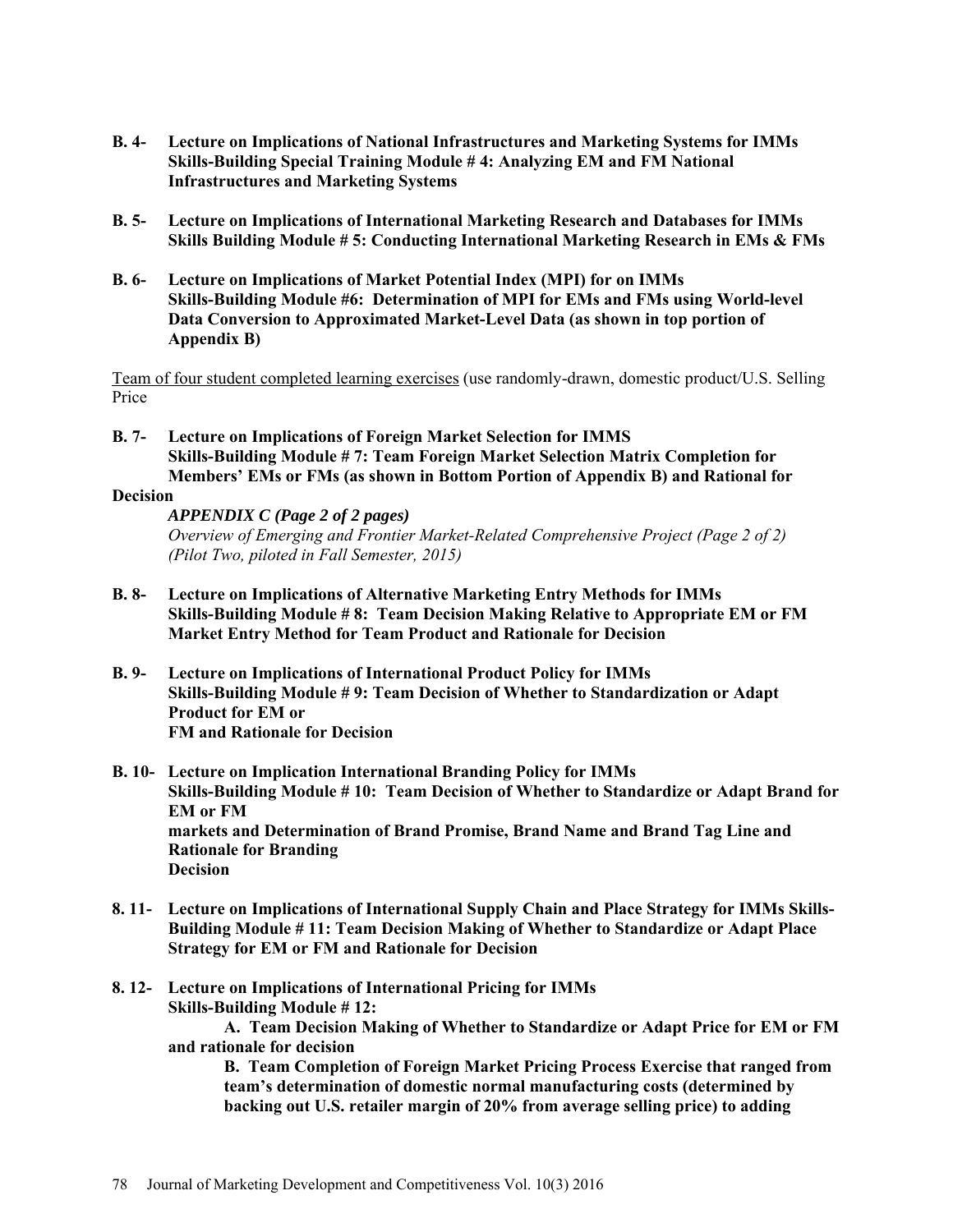**B. 4- Lecture on Implications of National Infrastructures and Marketing Systems for IMMs Skills-Building Special Training Module # 4: Analyzing EM and FM National Infrastructures and Marketing Systems**

**B. 5- Lecture on Implications of International Marketing Research and Databases for IMMs Skills Building Module # 5: Conducting International Marketing Research in EMs & FMs**

**B. 6- Lecture on Implications of Market Potential Index (MPI) for on IMMs Skills-Building Module #6: Determination of MPI for EMs and FMs using World-level Data Conversion to Approximated Market-Level Data (as shown in top portion of Appendix B)**

Team of four student completed learning exercises (use randomly-drawn, domestic product/U.S. Selling Price

**B. 7- Lecture on Implications of Foreign Market Selection for IMMS Skills-Building Module # 7: Team Foreign Market Selection Matrix Completion for Members' EMs or FMs (as shown in Bottom Portion of Appendix B) and Rational for Decision**

***APPENDIX C (Page 2 of 2 pages)***
*Overview of Emerging and Frontier Market-Related Comprehensive Project (Page 2 of 2)*
*(Pilot Two, piloted in Fall Semester, 2015)*

**B. 8- Lecture on Implications of Alternative Marketing Entry Methods for IMMs Skills-Building Module # 8: Team Decision Making Relative to Appropriate EM or FM Market Entry Method for Team Product and Rationale for Decision**

**B. 9- Lecture on Implications of International Product Policy for IMMs Skills-Building Module # 9: Team Decision of Whether to Standardization or Adapt Product for EM or FM and Rationale for Decision**

**B. 10- Lecture on Implication International Branding Policy for IMMs Skills-Building Module # 10: Team Decision of Whether to Standardize or Adapt Brand for EM or FM markets and Determination of Brand Promise, Brand Name and Brand Tag Line and Rationale for Branding Decision**

**8. 11- Lecture on Implications of International Supply Chain and Place Strategy for IMMs Skills-Building Module # 11: Team Decision Making of Whether to Standardize or Adapt Place Strategy for EM or FM and Rationale for Decision**

**8. 12- Lecture on Implications of International Pricing for IMMs Skills-Building Module # 12:**

**A. Team Decision Making of Whether to Standardize or Adapt Price for EM or FM and rationale for decision**

**B. Team Completion of Foreign Market Pricing Process Exercise that ranged from team's determination of domestic normal manufacturing costs (determined by backing out U.S. retailer margin of 20% from average selling price) to adding**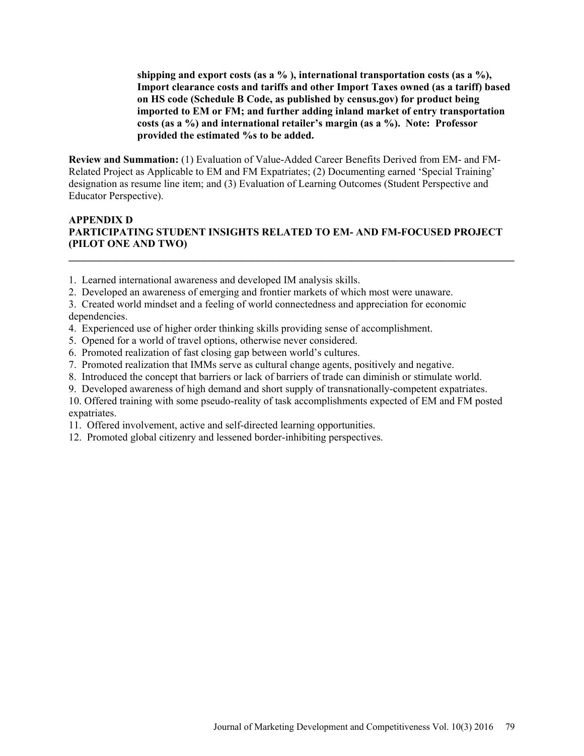**shipping and export costs (as a % ), international transportation costs (as a %), Import clearance costs and tariffs and other Import Taxes owned (as a tariff) based on HS code (Schedule B Code, as published by census.gov) for product being imported to EM or FM; and further adding inland market of entry transportation costs (as a %) and international retailer's margin (as a %). Note: Professor provided the estimated %s to be added.**

**Review and Summation:** (1) Evaluation of Value-Added Career Benefits Derived from EM- and FM-Related Project as Applicable to EM and FM Expatriates; (2) Documenting earned 'Special Training' designation as resume line item; and (3) Evaluation of Learning Outcomes (Student Perspective and Educator Perspective).

## APPENDIX D
## PARTICIPATING STUDENT INSIGHTS RELATED TO EM- AND FM-FOCUSED PROJECT (PILOT ONE AND TWO)

1. Learned international awareness and developed IM analysis skills.
2. Developed an awareness of emerging and frontier markets of which most were unaware.
3. Created world mindset and a feeling of world connectedness and appreciation for economic dependencies.
4. Experienced use of higher order thinking skills providing sense of accomplishment.
5. Opened for a world of travel options, otherwise never considered.
6. Promoted realization of fast closing gap between world's cultures.
7. Promoted realization that IMMs serve as cultural change agents, positively and negative.
8. Introduced the concept that barriers or lack of barriers of trade can diminish or stimulate world.
9. Developed awareness of high demand and short supply of transnationally-competent expatriates.
10. Offered training with some pseudo-reality of task accomplishments expected of EM and FM posted expatriates.
11. Offered involvement, active and self-directed learning opportunities.
12. Promoted global citizenry and lessened border-inhibiting perspectives.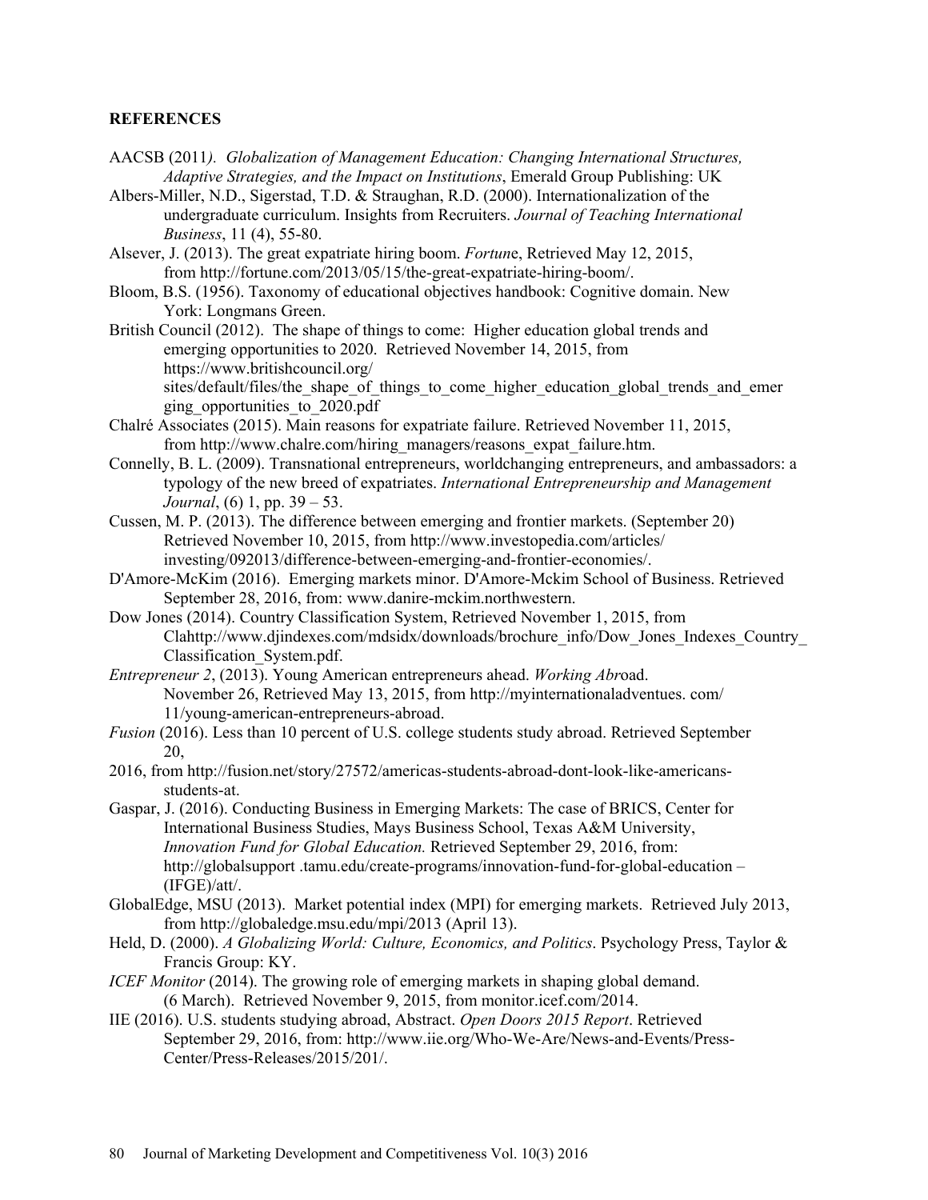**REFERENCES**

AACSB (2011*). Globalization of Management Education: Changing International Structures, Adaptive Strategies, and the Impact on Institutions*, Emerald Group Publishing: UK

Albers-Miller, N.D., Sigerstad, T.D. & Straughan, R.D. (2000). Internationalization of the undergraduate curriculum. Insights from Recruiters. *Journal of Teaching International Business*, 11 (4), 55-80.

Alsever, J. (2013). The great expatriate hiring boom. *Fortun*e, Retrieved May 12, 2015, from http://fortune.com/2013/05/15/the-great-expatriate-hiring-boom/.

Bloom, B.S. (1956). Taxonomy of educational objectives handbook: Cognitive domain. New York: Longmans Green.

British Council (2012). The shape of things to come: Higher education global trends and emerging opportunities to 2020. Retrieved November 14, 2015, from https://www.britishcouncil.org/sites/default/files/the_shape_of_things_to_come_higher_education_global_trends_and_emerging_opportunities_to_2020.pdf

Chalré Associates (2015). Main reasons for expatriate failure. Retrieved November 11, 2015, from http://www.chalre.com/hiring_managers/reasons_expat_failure.htm.

Connelly, B. L. (2009). Transnational entrepreneurs, worldchanging entrepreneurs, and ambassadors: a typology of the new breed of expatriates. *International Entrepreneurship and Management Journal*, (6) 1, pp. 39 – 53.

Cussen, M. P. (2013). The difference between emerging and frontier markets. (September 20) Retrieved November 10, 2015, from http://www.investopedia.com/articles/investing/092013/difference-between-emerging-and-frontier-economies/.

D'Amore-McKim (2016). Emerging markets minor. D'Amore-Mckim School of Business. Retrieved September 28, 2016, from: www.danire-mckim.northwestern.

Dow Jones (2014). Country Classification System, Retrieved November 1, 2015, from Clahttp://www.djindexes.com/mdsidx/downloads/brochure_info/Dow_Jones_Indexes_Country_Classification_System.pdf.

*Entrepreneur 2*, (2013). Young American entrepreneurs ahead. *Working Abr*oad. November 26, Retrieved May 13, 2015, from http://myinternationaladventues. com/11/young-american-entrepreneurs-abroad.

*Fusion* (2016). Less than 10 percent of U.S. college students study abroad. Retrieved September 20,

2016, from http://fusion.net/story/27572/americas-students-abroad-dont-look-like-americans-students-at.

Gaspar, J. (2016). Conducting Business in Emerging Markets: The case of BRICS, Center for International Business Studies, Mays Business School, Texas A&M University, *Innovation Fund for Global Education.* Retrieved September 29, 2016, from: http://globalsupport .tamu.edu/create-programs/innovation-fund-for-global-education – (IFGE)/att/.

GlobalEdge, MSU (2013). Market potential index (MPI) for emerging markets. Retrieved July 2013, from http://globaledge.msu.edu/mpi/2013 (April 13).

Held, D. (2000). *A Globalizing World: Culture, Economics, and Politics*. Psychology Press, Taylor & Francis Group: KY.

*ICEF Monitor* (2014). The growing role of emerging markets in shaping global demand. (6 March). Retrieved November 9, 2015, from monitor.icef.com/2014.

IIE (2016). U.S. students studying abroad, Abstract. *Open Doors 2015 Report*. Retrieved September 29, 2016, from: http://www.iie.org/Who-We-Are/News-and-Events/Press-Center/Press-Releases/2015/201/.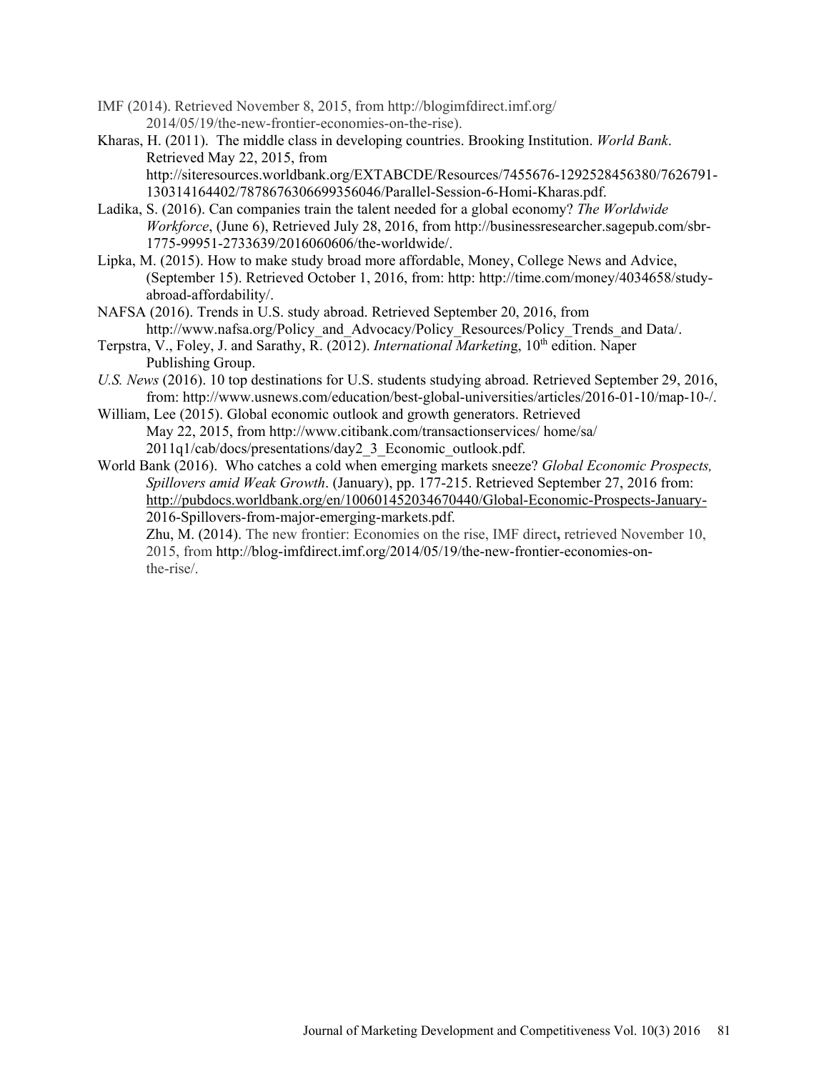IMF (2014). Retrieved November 8, 2015, from http://blogimfdirect.imf.org/2014/05/19/the-new-frontier-economies-on-the-rise).

Kharas, H. (2011). The middle class in developing countries. Brooking Institution. *World Bank*. Retrieved May 22, 2015, from http://siteresources.worldbank.org/EXTABCDE/Resources/7455676-1292528456380/7626791-130314164402/7878676306699356046/Parallel-Session-6-Homi-Kharas.pdf.

Ladika, S. (2016). Can companies train the talent needed for a global economy? *The Worldwide Workforce*, (June 6), Retrieved July 28, 2016, from http://businessresearcher.sagepub.com/sbr-1775-99951-2733639/2016060606/the-worldwide/.

Lipka, M. (2015). How to make study broad more affordable, Money, College News and Advice, (September 15). Retrieved October 1, 2016, from: http: http://time.com/money/4034658/study-abroad-affordability/.

NAFSA (2016). Trends in U.S. study abroad. Retrieved September 20, 2016, from http://www.nafsa.org/Policy_and_Advocacy/Policy_Resources/Policy_Trends_and Data/.

Terpstra, V., Foley, J. and Sarathy, R. (2012). *International Marketing*, 10th edition. Naper Publishing Group.

*U.S. News* (2016). 10 top destinations for U.S. students studying abroad. Retrieved September 29, 2016, from: http://www.usnews.com/education/best-global-universities/articles/2016-01-10/map-10-/.

William, Lee (2015). Global economic outlook and growth generators. Retrieved May 22, 2015, from http://www.citibank.com/transactionservices/ home/sa/2011q1/cab/docs/presentations/day2_3_Economic_outlook.pdf.

World Bank (2016). Who catches a cold when emerging markets sneeze? *Global Economic Prospects, Spillovers amid Weak Growth*. (January), pp. 177-215. Retrieved September 27, 2016 from: http://pubdocs.worldbank.org/en/100601452034670440/Global-Economic-Prospects-January-2016-Spillovers-from-major-emerging-markets.pdf.

Zhu, M. (2014). The new frontier: Economies on the rise, IMF direct, retrieved November 10, 2015, from http://blog-imfdirect.imf.org/2014/05/19/the-new-frontier-economies-on-the-rise/.